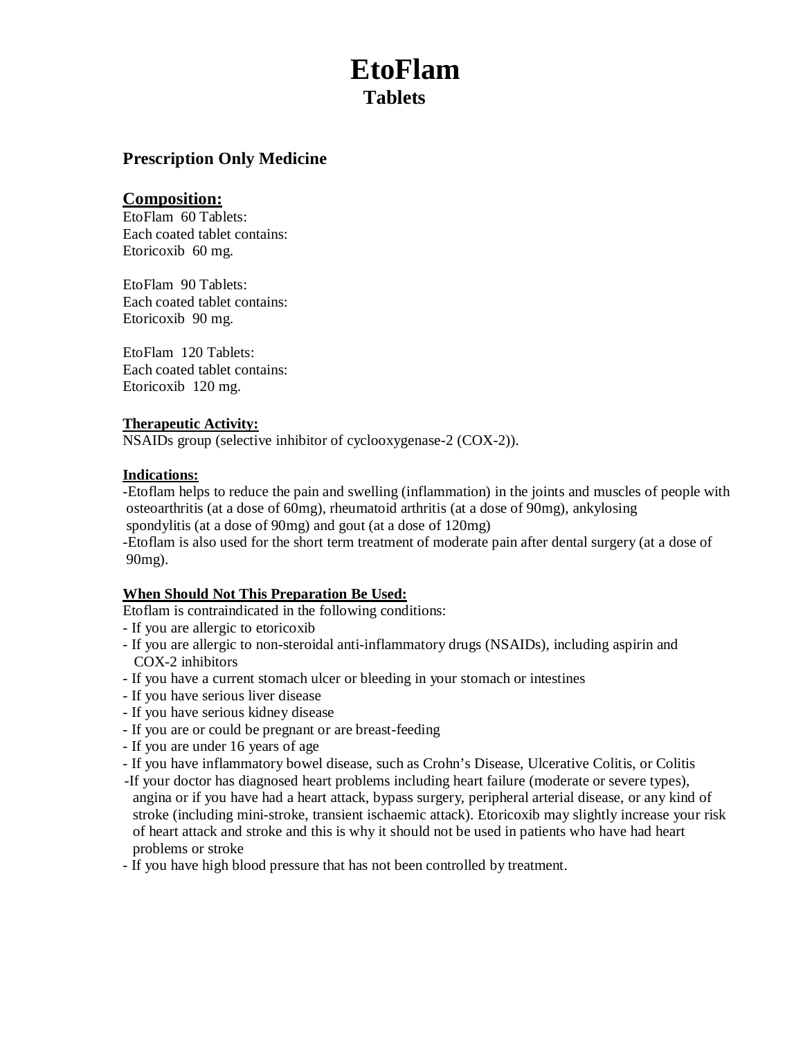# EtoFlam

## Tablets

### Prescription Only Medicine

### Composition:

EtoFlam  60 Tablets:
Each coated tablet contains:
Etoricoxib  60 mg.

EtoFlam  90 Tablets:
Each coated tablet contains:
Etoricoxib  90 mg.

EtoFlam  120 Tablets:
Each coated tablet contains:
Etoricoxib  120 mg.

**Therapeutic Activity:**

NSAIDs group (selective inhibitor of cyclooxygenase-2 (COX-2)).

**Indications:**

-Etoflam helps to reduce the pain and swelling (inflammation) in the joints and muscles of people with osteoarthritis (at a dose of 60mg), rheumatoid arthritis (at a dose of 90mg), ankylosing spondylitis (at a dose of 90mg) and gout (at a dose of 120mg)

-Etoflam is also used for the short term treatment of moderate pain after dental surgery (at a dose of 90mg).

**When Should Not This Preparation Be Used:**

Etoflam is contraindicated in the following conditions:

- If you are allergic to etoricoxib
- If you are allergic to non-steroidal anti-inflammatory drugs (NSAIDs), including aspirin and COX-2 inhibitors
- If you have a current stomach ulcer or bleeding in your stomach or intestines
- If you have serious liver disease
- If you have serious kidney disease
- If you are or could be pregnant or are breast-feeding
- If you are under 16 years of age
- If you have inflammatory bowel disease, such as Crohn's Disease, Ulcerative Colitis, or Colitis
- If your doctor has diagnosed heart problems including heart failure (moderate or severe types), angina or if you have had a heart attack, bypass surgery, peripheral arterial disease, or any kind of stroke (including mini-stroke, transient ischaemic attack). Etoricoxib may slightly increase your risk of heart attack and stroke and this is why it should not be used in patients who have had heart problems or stroke
- If you have high blood pressure that has not been controlled by treatment.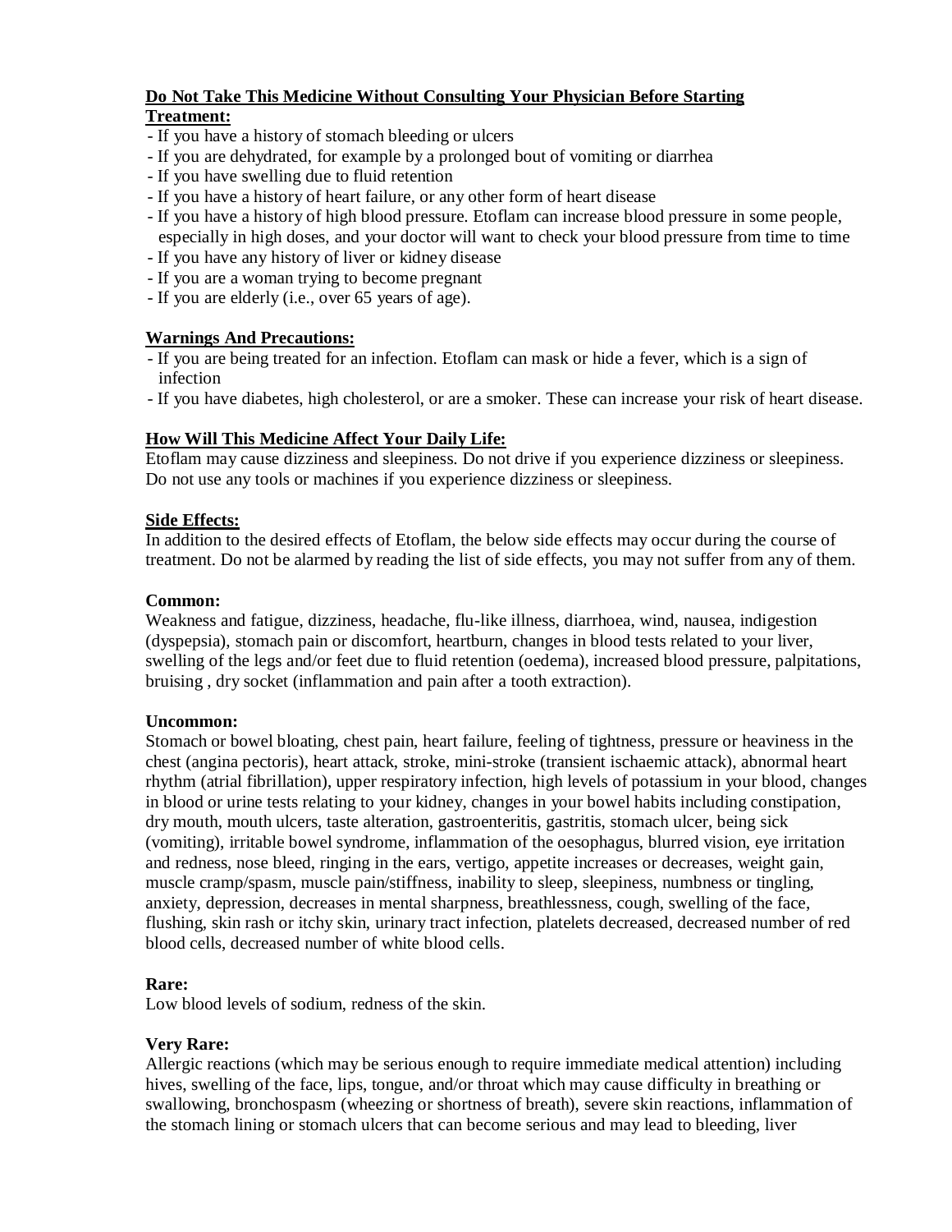**<u>Do Not Take This Medicine Without Consulting Your Physician Before Starting Treatment:</u>**

- If you have a history of stomach bleeding or ulcers
- If you are dehydrated, for example by a prolonged bout of vomiting or diarrhea
- If you have swelling due to fluid retention
- If you have a history of heart failure, or any other form of heart disease
- If you have a history of high blood pressure. Etoflam can increase blood pressure in some people, especially in high doses, and your doctor will want to check your blood pressure from time to time
- If you have any history of liver or kidney disease
- If you are a woman trying to become pregnant
- If you are elderly (i.e., over 65 years of age).

**<u>Warnings And Precautions:</u>**

- If you are being treated for an infection. Etoflam can mask or hide a fever, which is a sign of infection
- If you have diabetes, high cholesterol, or are a smoker. These can increase your risk of heart disease.

**<u>How Will This Medicine Affect Your Daily Life:</u>**

Etoflam may cause dizziness and sleepiness. Do not drive if you experience dizziness or sleepiness. Do not use any tools or machines if you experience dizziness or sleepiness.

**<u>Side Effects:</u>**

In addition to the desired effects of Etoflam, the below side effects may occur during the course of treatment. Do not be alarmed by reading the list of side effects, you may not suffer from any of them.

**Common:**

Weakness and fatigue, dizziness, headache, flu-like illness, diarrhoea, wind, nausea, indigestion (dyspepsia), stomach pain or discomfort, heartburn, changes in blood tests related to your liver, swelling of the legs and/or feet due to fluid retention (oedema), increased blood pressure, palpitations, bruising , dry socket (inflammation and pain after a tooth extraction).

**Uncommon:**

Stomach or bowel bloating, chest pain, heart failure, feeling of tightness, pressure or heaviness in the chest (angina pectoris), heart attack, stroke, mini-stroke (transient ischaemic attack), abnormal heart rhythm (atrial fibrillation), upper respiratory infection, high levels of potassium in your blood, changes in blood or urine tests relating to your kidney, changes in your bowel habits including constipation, dry mouth, mouth ulcers, taste alteration, gastroenteritis, gastritis, stomach ulcer, being sick (vomiting), irritable bowel syndrome, inflammation of the oesophagus, blurred vision, eye irritation and redness, nose bleed, ringing in the ears, vertigo, appetite increases or decreases, weight gain, muscle cramp/spasm, muscle pain/stiffness, inability to sleep, sleepiness, numbness or tingling, anxiety, depression, decreases in mental sharpness, breathlessness, cough, swelling of the face, flushing, skin rash or itchy skin, urinary tract infection, platelets decreased, decreased number of red blood cells, decreased number of white blood cells.

**Rare:**

Low blood levels of sodium, redness of the skin.

**Very Rare:**

Allergic reactions (which may be serious enough to require immediate medical attention) including hives, swelling of the face, lips, tongue, and/or throat which may cause difficulty in breathing or swallowing, bronchospasm (wheezing or shortness of breath), severe skin reactions, inflammation of the stomach lining or stomach ulcers that can become serious and may lead to bleeding, liver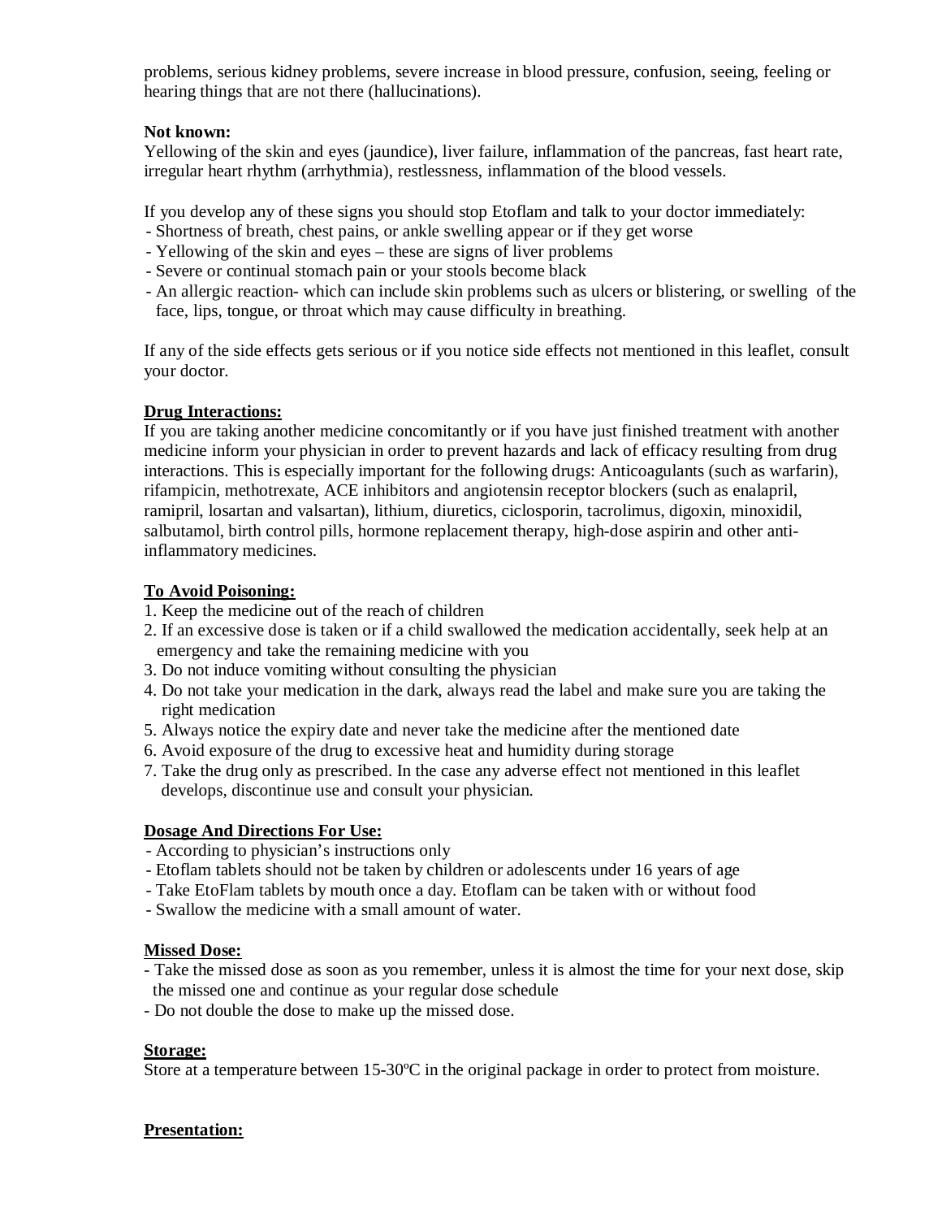problems, serious kidney problems, severe increase in blood pressure, confusion, seeing, feeling or hearing things that are not there (hallucinations).

**Not known:**
Yellowing of the skin and eyes (jaundice), liver failure, inflammation of the pancreas, fast heart rate, irregular heart rhythm (arrhythmia), restlessness, inflammation of the blood vessels.

If you develop any of these signs you should stop Etoflam and talk to your doctor immediately:
- Shortness of breath, chest pains, or ankle swelling appear or if they get worse
- Yellowing of the skin and eyes – these are signs of liver problems
- Severe or continual stomach pain or your stools become black
- An allergic reaction- which can include skin problems such as ulcers or blistering, or swelling of the face, lips, tongue, or throat which may cause difficulty in breathing.

If any of the side effects gets serious or if you notice side effects not mentioned in this leaflet, consult your doctor.

## Drug Interactions:

If you are taking another medicine concomitantly or if you have just finished treatment with another medicine inform your physician in order to prevent hazards and lack of efficacy resulting from drug interactions. This is especially important for the following drugs: Anticoagulants (such as warfarin), rifampicin, methotrexate, ACE inhibitors and angiotensin receptor blockers (such as enalapril, ramipril, losartan and valsartan), lithium, diuretics, ciclosporin, tacrolimus, digoxin, minoxidil, salbutamol, birth control pills, hormone replacement therapy, high-dose aspirin and other anti-inflammatory medicines.

## To Avoid Poisoning:

1. Keep the medicine out of the reach of children
2. If an excessive dose is taken or if a child swallowed the medication accidentally, seek help at an emergency and take the remaining medicine with you
3. Do not induce vomiting without consulting the physician
4. Do not take your medication in the dark, always read the label and make sure you are taking the right medication
5. Always notice the expiry date and never take the medicine after the mentioned date
6. Avoid exposure of the drug to excessive heat and humidity during storage
7. Take the drug only as prescribed. In the case any adverse effect not mentioned in this leaflet develops, discontinue use and consult your physician.

## Dosage And Directions For Use:

- According to physician's instructions only
- Etoflam tablets should not be taken by children or adolescents under 16 years of age
- Take EtoFlam tablets by mouth once a day. Etoflam can be taken with or without food
- Swallow the medicine with a small amount of water.

## Missed Dose:

- Take the missed dose as soon as you remember, unless it is almost the time for your next dose, skip the missed one and continue as your regular dose schedule
- Do not double the dose to make up the missed dose.

## Storage:

Store at a temperature between 15-30ºC in the original package in order to protect from moisture.

## Presentation: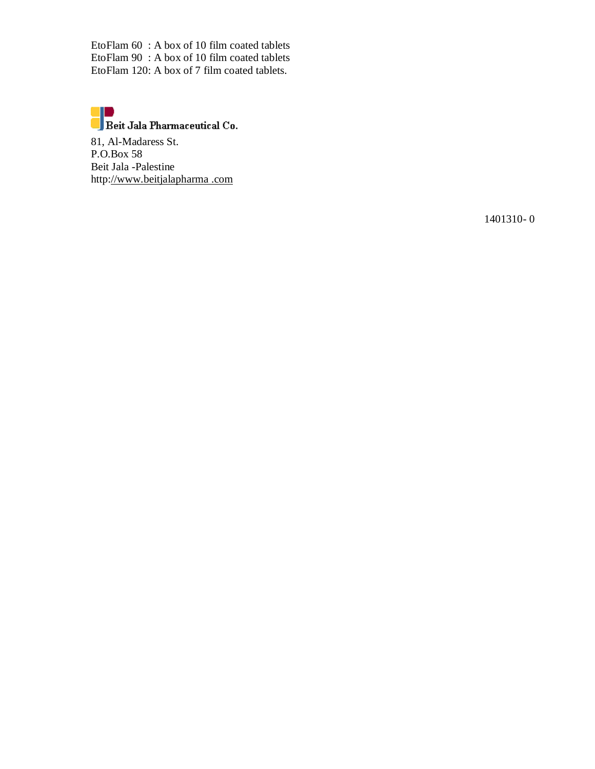EtoFlam 60 : A box of 10 film coated tablets
EtoFlam 90 : A box of 10 film coated tablets
EtoFlam 120: A box of 7 film coated tablets.

**Beit Jala Pharmaceutical Co.**

81, Al-Madaress St.
P.O.Box 58
Beit Jala -Palestine
http://www.beitjalapharma .com

1401310- 0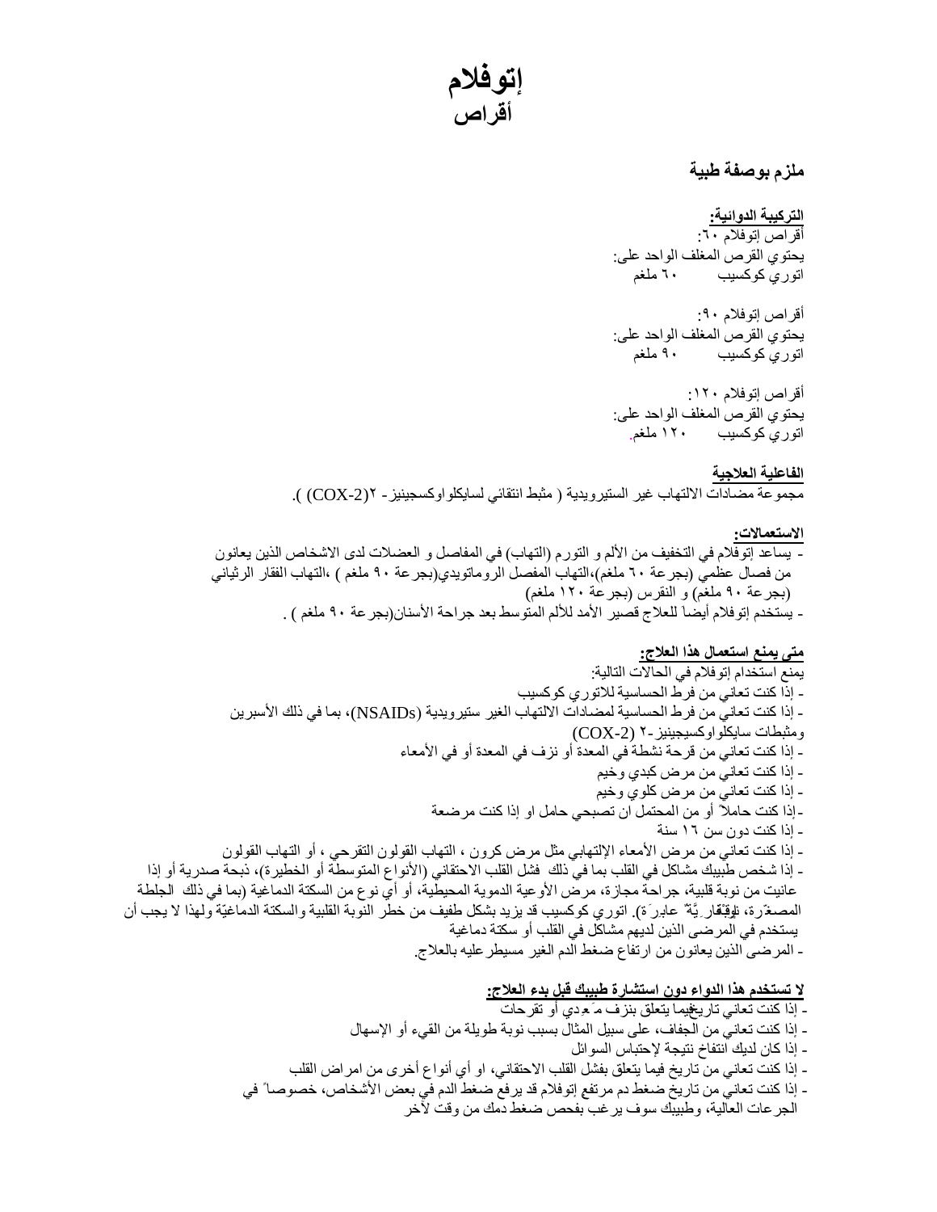# إتوفلام
## أقراص

**ملزم بوصفة طبية**

**التركيبة الدوائية:**

أقراص إتوفلام ٦٠:
يحتوي القرص المغلف الواحد على:
اتوري كوكسيب ٦٠ ملغم

أقراص إتوفلام ٩٠:
يحتوي القرص المغلف الواحد على:
اتوري كوكسيب ٩٠ ملغم

أقراص إتوفلام ١٢٠:
يحتوي القرص المغلف الواحد على:
اتوري كوكسيب ١٢٠ ملغم.

**الفاعلية العلاجية**

مجموعة مضادات الالتهاب غير الستيرويدية ( مثبط انتقائي لسايكلواوكسجينيز- ٢(COX-2) ).

**الاستعمالات:**

- يساعد إتوفلام في التخفيف من الألم و التورم (التهاب) في المفاصل و العضلات لدى الاشخاص الذين يعانون من فصال عظمي (بجرعة ٦٠ ملغم)،التهاب المفصل الروماتويدي(بجرعة ٩٠ ملغم ) ،التهاب الفقار الرثياني (بجرعة ٩٠ ملغم) و النقرس (بجرعة ١٢٠ ملغم)
- يستخدم إتوفلام أيضاً للعلاج قصير الأمد للألم المتوسط بعد جراحة الأسنان(بجرعة ٩٠ ملغم ) .

**متى يمنع استعمال هذا العلاج:**

يمنع استخدام إتوفلام في الحالات التالية:
- إذا كنت تعاني من فرط الحساسية للاتوري كوكسيب
- إذا كنت تعاني من فرط الحساسية لمضادات الالتهاب الغير ستيرويدية (NSAIDs)، بما في ذلك الأسبرين ومثبطات سايكلواوكسيجينيز-٢ (COX-2)
- إذا كنت تعاني من قرحة نشطة في المعدة أو نزف في المعدة أو في الأمعاء
- إذا كنت تعاني من مرض كبدي وخيم
- إذا كنت تعاني من مرض كلوي وخيم
- إذا كنت حاملاً أو من المحتمل ان تصبحي حامل او إذا كنت مرضعة
- إذا كنت دون سن ١٦ سنة
- إذا كنت تعاني من مرض الأمعاء الإلتهابي مثل مرض كرون ، التهاب القولون التقرحي ، أو التهاب القولون
- إذا شخص طبيبك مشاكل في القلب بما في ذلك فشل القلب الاحتقاني (الأنواع المتوسطة أو الخطيرة)، ذبحة صدرية أو إذا عانيت من نوبة قلبية، جراحة مجازة، مرض الأوعية الدموية المحيطية، أو أي نوع من السكتة الدماغية (بما في ذلك الجلطة المصغّرة، نوبة إقفارية عابرة). اتوري كوكسيب قد يزيد بشكل طفيف من خطر النوبة القلبية والسكتة الدماغيّة ولهذا لا يجب أن يستخدم في المرضى الذين لديهم مشاكل في القلب أو سكتة دماغية
- المرضى الذين يعانون من ارتفاع ضغط الدم الغير مسيطر عليه بالعلاج.

**لا تستخدم هذا الدواء دون استشارة طبيبك قبل بدء العلاج:**

- إذا كنت تعاني تاريخ فيما يتعلق بنزف معدي أو تقرحات
- إذا كنت تعاني من الجفاف، على سبيل المثال بسبب نوبة طويلة من القيء أو الإسهال
- إذا كان لديك انتفاخ نتيجة لإحتباس السوائل
- إذا كنت تعاني من تاريخ فيما يتعلق بفشل القلب الاحتقاني، او أي أنواع أخرى من امراض القلب
- إذا كنت تعاني من تاريخ ضغط دم مرتفع إتوفلام قد يرفع ضغط الدم في بعض الأشخاص، خصوصاً في الجرعات العالية، وطبيبك سوف يرغب بفحص ضغط دمك من وقت لآخر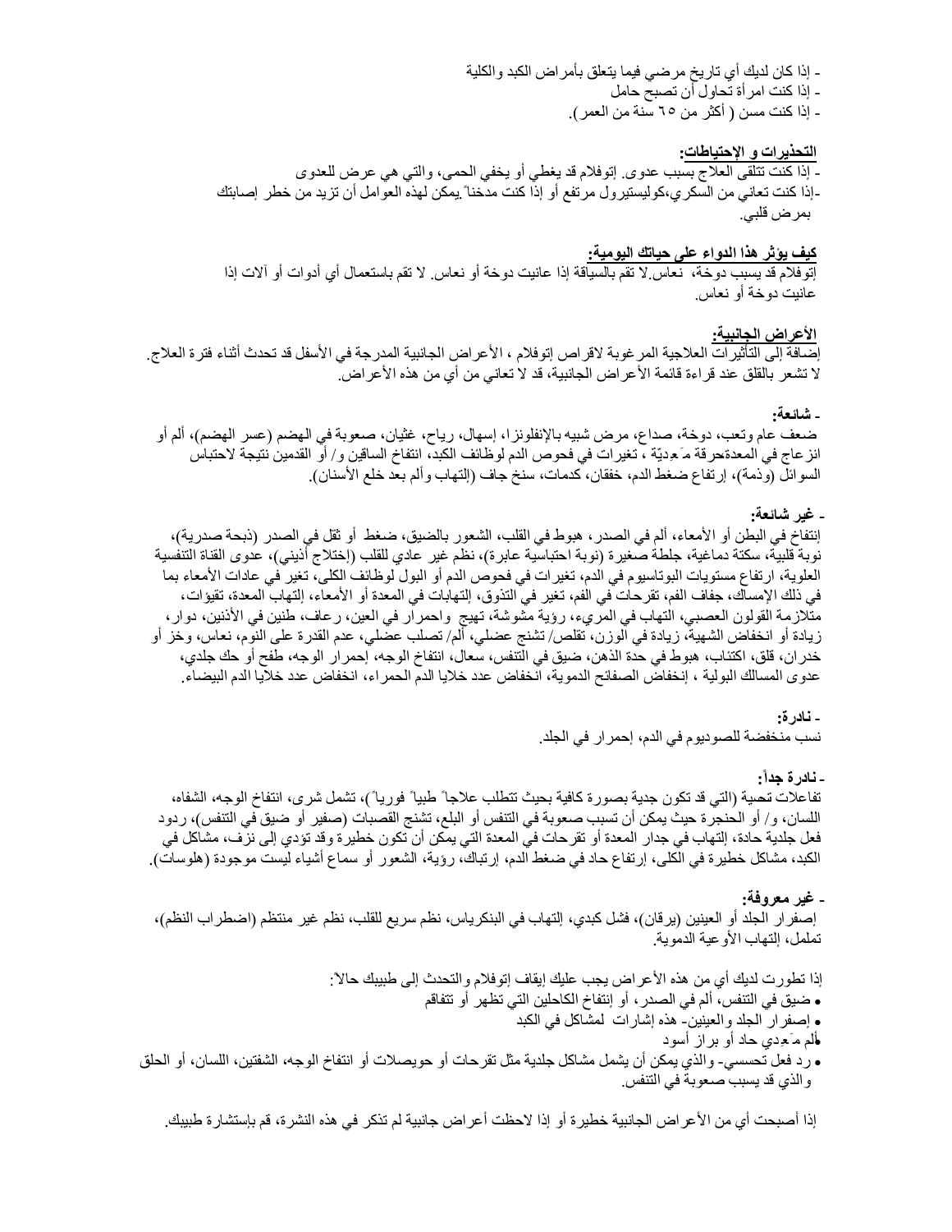- إذا كان لديك أي تاريخ مرضي فيما يتعلق بأمراض الكبد والكلية
- إذا كنت امرأة تحاول أن تصبح حامل
- إذا كنت مسن ( أكثر من ٦٥ سنة من العمر ).

**التحذيرات و الإحتياطات:**

- إذا كنت تتلقى العلاج بسبب عدوى. إتوفلام قد يغطي أو يخفي الحمى، والتي هي عرض للعدوى
- إذا كنت تعاني من السكري،كوليستيرول مرتفع أو إذا كنت مدخناً.يمكن لهذه العوامل أن تزيد من خطر إصابتك بمرض قلبي.

**كيف يؤثر هذا الدواء على حياتك اليومية:**

إتوفلام قد يسبب دوخة، نعاس.لا تقم بالسياقة إذا عانيت دوخة أو نعاس. لا تقم باستعمال أي أدوات أو آلات إذا عانيت دوخة أو نعاس.

**الأعراض الجانبية:**

إضافة إلى التأثيرات العلاجية المرغوبة لاقراص إتوفلام ، الأعراض الجانبية المدرجة في الأسفل قد تحدث أثناء فترة العلاج. لا تشعر بالقلق عند قراءة قائمة الأعراض الجانبية، قد لا تعاني من أي من هذه الأعراض.

**- شائعة:**

ضعف عام وتعب، دوخة، صداع، مرض شبيه بالإنفلونزا، إسهال، رياح، غثيان، صعوبة في الهضم (عسر الهضم)، ألم أو انزعاج في المعدةحرقة مَعِديّة ، تغيرات في فحوص الدم لوظائف الكبد، انتفاخ الساقين و/ أو القدمين نتيجة لاحتباس السوائل (وذمة)، إرتفاع ضغط الدم، خفقان، كدمات، سنخ جاف (إلتهاب وألم بعد خلع الأسنان).

**- غير شائعة:**

إنتفاخ في البطن أو الأمعاء، ألم في الصدر، هبوط في القلب، الشعور بالضيق، ضغط أو ثقل في الصدر (ذبحة صدرية)، نوبة قلبية، سكتة دماغية، جلطة صغيرة (نوبة احتباسية عابرة)، نظم غير عادي للقلب (إختلاج أذيني)، عدوى القناة التنفسية العلوية، ارتفاع مستويات البوتاسيوم في الدم، تغيرات في فحوص الدم أو البول لوظائف الكلى، تغير في عادات الأمعاء بما في ذلك الإمساك، جفاف الفم، تقرحات في الفم، تغير في التذوق، إلتهابات في المعدة أو الأمعاء، إلتهاب المعدة، تقيؤات، متلازمة القولون العصبي، التهاب في المريء، رؤية مشوشة، تهيج واحمرار في العين، رعاف، طنين في الأذنين، دوار، زيادة أو انخفاض الشهية، زيادة في الوزن، تقلص/ تشنج عضلي، ألم/ تصلب عضلي، عدم القدرة على النوم، نعاس، وخز أو خدران، قلق، اكتئاب، هبوط في حدة الذهن، ضيق في التنفس، سعال، انتفاخ الوجه، إحمرار الوجه، طفح أو حك جلدي، عدوى المسالك البولية ، إنخفاض الصفائح الدموية، انخفاض عدد خلايا الدم الحمراء، انخفاض عدد خلايا الدم البيضاء.

**- نادرة:**

نسب منخفضة للصوديوم في الدم، إحمرار في الجلد.

**- نادرة جداً:**

تفاعلات تحسية (التي قد تكون جدية بصورة كافية بحيث تتطلب علاجاً طبياً فورياً)، تشمل شرى، انتفاخ الوجه، الشفاه، اللسان، و/ أو الحنجرة حيث يمكن أن تسبب صعوبة في التنفس أو البلع، تشنج القصبات (صفير أو ضيق في التنفس)، ردود فعل جلدية حادة، إلتهاب في جدار المعدة أو تقرحات في المعدة التي يمكن أن تكون خطيرة وقد تؤدي إلى نزف، مشاكل في الكبد، مشاكل خطيرة في الكلى، إرتفاع حاد في ضغط الدم، إرتباك، رؤية، الشعور أو سماع أشياء ليست موجودة (هلوسات).

**- غير معروفة:**

إصفرار الجلد أو العينين (يرقان)، فشل كبدي، إلتهاب في البنكرياس، نظم سريع للقلب، نظم غير منتظم (اضطراب النظم)، تململ، إلتهاب الأوعية الدموية.

إذا تطورت لديك أي من هذه الأعراض يجب عليك إيقاف إتوفلام والتحدث إلى طبيبك حالاً:

- ضيق في التنفس، ألم في الصدر، أو إنتفاخ الكاحلين التي تظهر أو تتفاقم
- إصفرار الجلد والعينين- هذه إشارات لمشاكل في الكبد
- ألم مَعِدي حاد أو براز أسود
- رد فعل تحسسي- والذي يمكن أن يشمل مشاكل جلدية مثل تقرحات أو حويصلات أو انتفاخ الوجه، الشفتين، اللسان، أو الحلق والذي قد يسبب صعوبة في التنفس.

إذا أصبحت أي من الأعراض الجانبية خطيرة أو إذا لاحظت أعراض جانبية لم تذكر في هذه النشرة، قم بإستشارة طبيبك.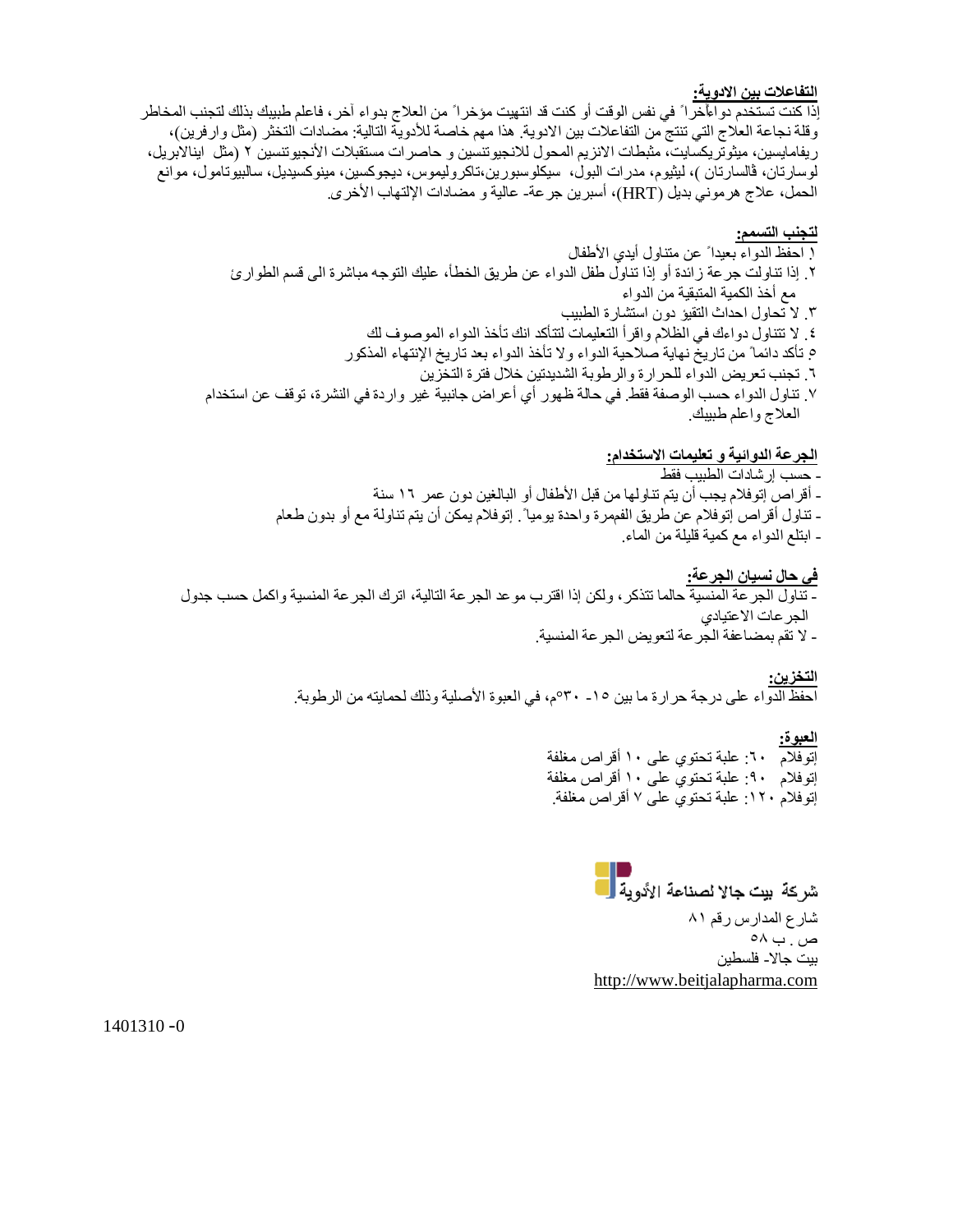**التفاعلات بين الادوية:**

إذا كنت تستخدم دواءآخراً في نفس الوقت أو كنت قد انتهيت مؤخراً من العلاج بدواء آخر، فاعلم طبيبك بذلك لتجنب المخاطر وقلة نجاعة العلاج التي تنتج من التفاعلات بين الادوية. هذا مهم خاصة للأدوية التالية: مضادات التخثر (مثل وارفرين)، ريفامايسين، ميثوتريكسايت، مثبطات الانزيم المحول للانجيوتنسين و حاصرات مستقبلات الأنجيوتنسين ٢ (مثل  اينالابريل، لوسارتان، ڤالسارتان )، ليثيوم، مدرات البول، سيكلوسبورين،تاكروليموس، ديجوكسين، مينوكسيديل، سالبيوتامول، موانع الحمل، علاج هرموني بديل (HRT)، أسبرين جرعة- عالية و مضادات الإلتهاب الأخرى.

**لتجنب التسمم:**

١. احفظ الدواء بعيداً عن متناول أيدي الأطفال
٢. إذا تناولت جرعة زائدة أو إذا تناول طفل الدواء عن طريق الخطأ، عليك التوجه مباشرة الى قسم الطوارئ مع أخذ الكمية المتبقية من الدواء
٣. لا تحاول احداث التقيؤ دون استشارة الطبيب
٤. لا تتناول دواءك في الظلام واقرأ التعليمات لتتأكد انك تأخذ الدواء الموصوف لك
٥. تأكد دائماً من تاريخ نهاية صلاحية الدواء ولا تأخذ الدواء بعد تاريخ الإنتهاء المذكور
٦. تجنب تعريض الدواء للحرارة والرطوبة الشديدتين خلال فترة التخزين
٧. تناول الدواء حسب الوصفة فقط. في حالة ظهور أي أعراض جانبية غير واردة في النشرة، توقف عن استخدام العلاج واعلم طبيبك.

**الجرعة الدوائية و تعليمات الاستخدام:**

- حسب إرشادات الطبيب فقط
- أقراص إتوفلام يجب أن يتم تناولها من قبل الأطفال أو البالغين دون عمر ١٦ سنة
- تناول أقراص إتوفلام عن طريق الفممرة واحدة يومياً. إتوفلام يمكن أن يتم تناولة مع أو بدون طعام
- ابتلع الدواء مع كمية قليلة من الماء.

**في حال نسيان الجرعة:**

- تناول الجرعة المنسية حالما تتذكر، ولكن إذا اقترب موعد الجرعة التالية، اترك الجرعة المنسية واكمل حسب جدول الجرعات الاعتيادي
- لا تقم بمضاعفة الجرعة لتعويض الجرعة المنسية.

**التخزين:**

احفظ الدواء على درجة حرارة ما بين ١٥- ٣٠°م، في العبوة الأصلية وذلك لحمايته من الرطوبة.

**العبوة:**

إتوفلام ٦٠: علبة تحتوي على ١٠ أقراص مغلفة
إتوفلام ٩٠: علبة تحتوي على ١٠ أقراص مغلفة
إتوفلام ١٢٠: علبة تحتوي على ٧ أقراص مغلفة.

شركة بيت جالا لصناعة الأدوية
شارع المدارس رقم ٨١
ص . ب ٥٨
بيت جالا- فلسطين
http://www.beitjalapharma.com

1401310 -0